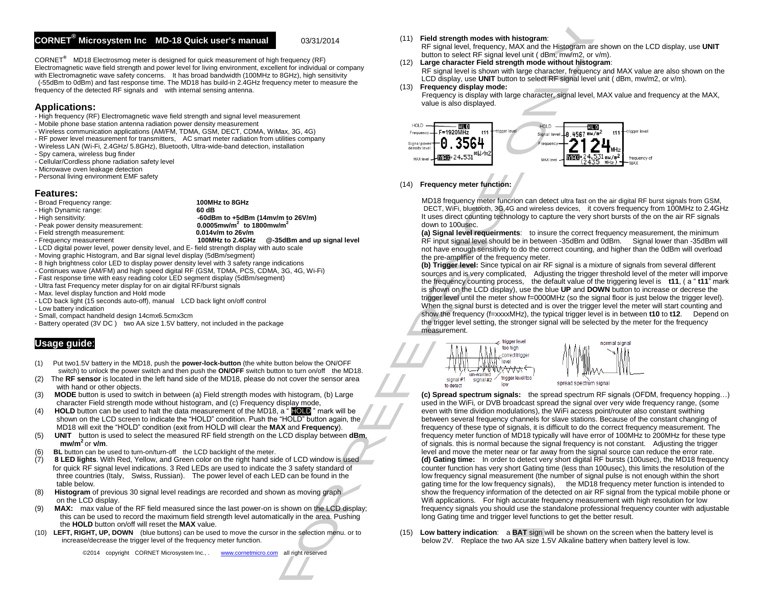# CORNET® Microsystem Inc   MD-18 Quick user's manual

03/31/2014

CORNET®   MD18 Electrosmog meter is designed for quick measurement of high frequency (RF) Electromagnetic wave field strength and power level for living environment, excellent for individual or company with Electromagnetic wave safety concerns.   It has broad bandwidth (100MHz to 8GHz), high sensitivity (-55dBm to 0dBm) and fast response time. The MD18 has build-in 2.4GHz frequency meter to measure the frequency of the detected RF signals and   with internal sensing antenna.

## Applications:

- High frequency (RF) Electromagnetic wave field strength and signal level measurement
- Mobile phone base station antenna radiation power density measurement
- Wireless communication applications (AM/FM, TDMA, GSM, DECT, CDMA, WiMax, 3G, 4G)
- RF power level measurement for transmitters,   AC smart meter radiation from utilities company
- Wireless LAN (Wi-Fi, 2.4GHz/ 5.8GHz), Bluetooth, Ultra-wide-band detection, installation
- Spy camera, wireless bug finder
- Cellular/Cordless phone radiation safety level
- Microwave oven leakage detection
- Personal living environment EMF safety

## Features:

- Broad Frequency range: **100MHz to 8GHz**
- High Dynamic range: **60 dB**
- High sensitivity: **-60dBm to +5dBm (14mv/m to 26V/m)**
- Peak power density measurement: **0.0005mw/m² to 1800mw/m²**
- Field strength measurement: **0.014v/m to 26v/m**
- Frequency measurement **100MHz to 2.4GHz   @-35dBm and up signal level**
- LCD digital power level, power density level, and E- field strength display with auto scale
- Moving graphic Histogram, and Bar signal level display (5dBm/segment)
- 8 high brightness color LED to display power density level with 3 safety range indications
- Continues wave (AM/FM) and high speed digital RF (GSM, TDMA, PCS, CDMA, 3G, 4G, Wi-Fi)
- Fast response time with easy reading color LED segment display (5dBm/segment)
- Ultra fast Frequency meter display for on air digital RF/burst signals
- Max. level display function and Hold mode
- LCD back light (15 seconds auto-off), manual   LCD back light on/off control
- Low battery indication
- Small, compact handheld design 14cmx6.5cmx3cm
- Battery operated (3V DC )   two AA size 1.5V battery, not included in the package

## Usage guide:

(1) Put two1.5V battery in the MD18, push the **power-lock-button** (the white button below the ON/OFF switch) to unlock the power switch and then push the **ON/OFF** switch button to turn on/off   the MD18.

(2) The **RF sensor** is located in the left hand side of the MD18, please do not cover the sensor area with hand or other objects.

(3) **MODE** button is used to switch in between (a) Field strength modes with histogram, (b) Large character Field strength mode without histogram, and (c) Frequency display mode,

(4) **HOLD** button can be used to halt the data measurement of the MD18, a " HOLD " mark will be shown on the LCD screen to indicate the "HOLD" condition. Push the "HOLD" button again, the MD18 will exit the "HOLD" condition (exit from HOLD will clear the **MAX** and **Frequency**).

(5) **UNIT**   button is used to select the measured RF field strength on the LCD display between **dBm**, **mw/m²** or **v/m**.

(6) **BL** button can be used to turn-on/turn-off   the LCD backlight of the meter.

(7) **8 LED lights**. With Red, Yellow, and Green color on the right hand side of LCD window is used for quick RF signal level indications. 3 Red LEDs are used to indicate the 3 safety standard of three countries (Italy,   Swiss, Russian).   The power level of each LED can be found in the table below.

(8) **Histogram** of previous 30 signal level readings are recorded and shown as moving graph on the LCD display.

(9) **MAX:**   max value of the RF field measured since the last power-on is shown on the LCD display; this can be used to record the maximum field strength level automatically in the area. Pushing the **HOLD** button on/off will reset the **MAX** value.

(10) **LEFT, RIGHT, UP, DOWN**   (blue buttons) can be used to move the cursor in the selection menu. or to increase/decrease the trigger level of the frequency meter function.

(11) **Field strength modes with histogram**:
RF signal level, frequency, MAX and the Histogram are shown on the LCD display, use **UNIT** button to select RF signal level unit ( dBm, mw/m2, or v/m).

(12) **Large character Field strength mode without histogram**:
RF signal level is shown with large character, frequency and MAX value are also shown on the LCD display, use **UNIT** button to select RF signal level unit ( dBm, mw/m2, or v/m).

(13) **Frequency display mode:**
Frequency is display with large character, signal level, MAX value and frequency at the MAX, value is also displayed.

HOLD / Frequency / Signal power density level / MAX level — HLD F=1920MHz t11 — 0.3564 mW/m2 — MAX=24.531 — trigger level

HOLD / Signal level / Frequency / MAX level — HLD 0.4567 mW/m² t11 — 2124 MHz — MAX=24.531 mW/m² (2435 MHz) — trigger level — frequency of MAX

(14) **Frequency meter function:**

MD18 frequency meter funcrion can detect ultra fast on the air digital RF burst signals from GSM, DECT, WiFi, bluetooth, 3G,4G and wireless devices,   it covers frequency from 100MHz to 2.4GHz It uses direct counting technology to capture the very short bursts of the on the air RF signals down to 100usec.

**(a) Signal level requeirments**:   to insure the correct frequency measurement, the minimum RF input signal level should be in between -35dBm and 0dBm.   Signal lower than -35dBm will not have enough sensitivity to do the correct counting, and higher than the 0dBm will overload the pre-amplifier of the frequency meter.

**(b) Trigger level:** Since typical on air RF signal is a mixture of signals from several different sources and is very complicated,   Adjusting the trigger threshold level of the meter will imporve the frequency counting process,   the default value of the triggering level is **t11**, ( a " **t11**" mark is shown on the LCD display), use the blue **UP** and **DOWN** button to increase or decrease the trigger level until the meter show f=0000MHz (so the signal floor is just below the trigger level). When the signal burst is detected and is over the trigger level the meter will start counting and show the frequency (f=xxxxMHz), the typical trigger level is in between **t10** to **t12**.   Depend on the trigger level setting, the stronger signal will be selected by the meter for the frequency measurement.

trigger level too high — correct trigger level — un-wanted — trigger level too low — signal #1 to detect — signal #2 — normal signal — spread spectrum signal

**(c) Spread spectrum signals:**   the spread spectrum RF signals (OFDM, frequency hopping…) used in the WiFi, or DVB broadcast spread the signal over very wide frequency range, (some even with time dividion modulations), the WiFi access point/router also constant swithing between several frequency channels for slave stations. Because of the constant changing of frequency of these type of signals, it is difficult to do the correct frequency measurement. The frequency meter function of MD18 typically will have error of 100MHz to 200MHz for these type of signals. this is normal because the signal frequency is not constant.   Adjusting the trigger level and move the meter near or far away from the signal source can reduce the error rate.

**(d) Gating time:**   In order to detect very short digital RF bursts (100usec), the MD18 frequency counter function has very short Gating time (less than 100usec), this limits the resolution of the low frequency signal measurement (the number of signal pulse is not enough within the short gating time for the low frequency signals),   the MD18 frequency meter function is intended to show the frequency information of the detected on air RF signal from the typical mobile phone or Wifi applications.   For high accurate frequency measurement with high resolution for low frequency signals you should use the standalone professional frequency counter with adjustable long Gating time and trigger level functions to get the better result.

(15) **Low battery indication**:   a **BAT** sign will be shown on the screen when the battery level is below 2V.   Replace the two AA size 1.5V Alkaline battery when battery level is low.

©2014   copyright   CORNET Microsystem Inc., .   www.cornetmicro.com   all right reserved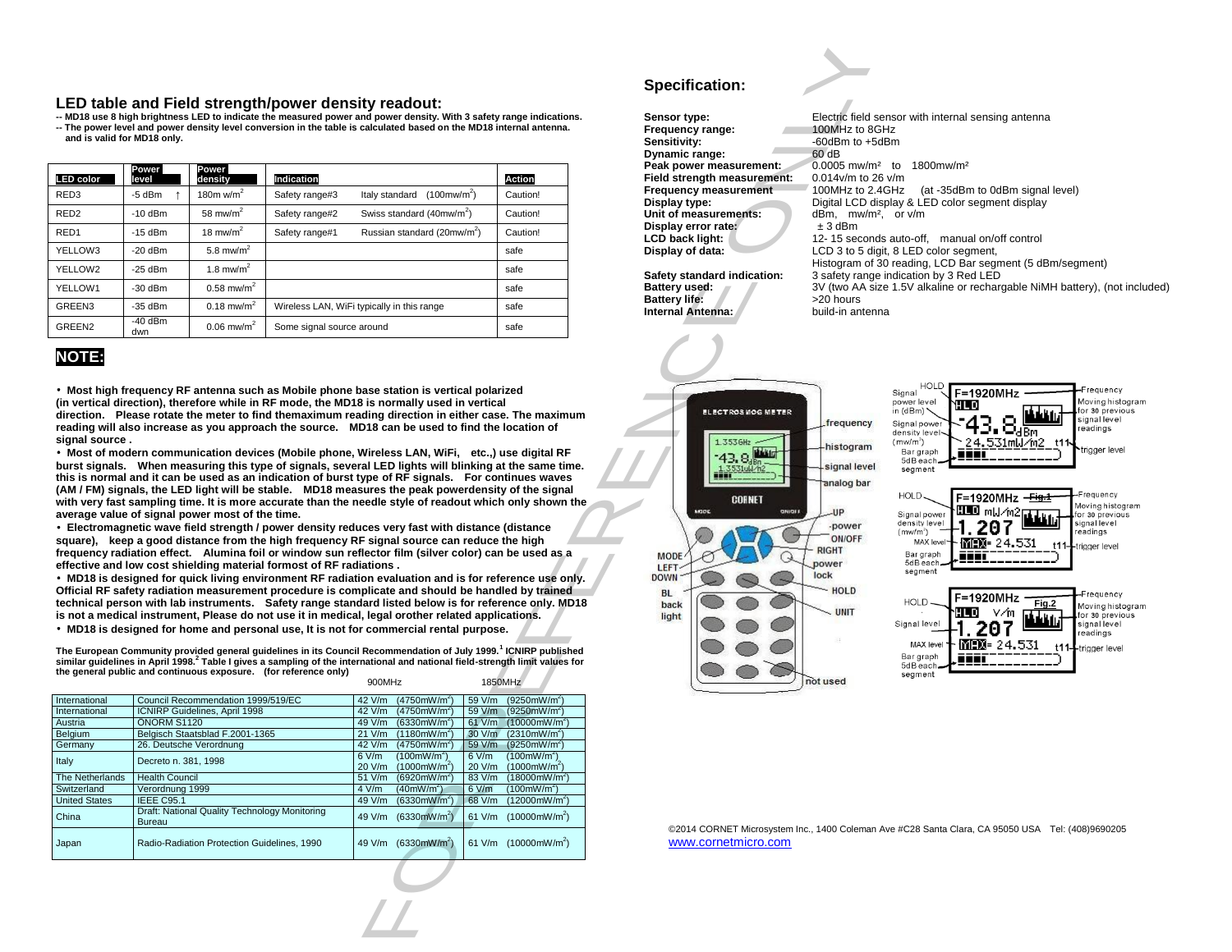## LED table and Field strength/power density readout:

-- MD18 use 8 high brightness LED to indicate the measured power and power density. With 3 safety range indications.
-- The power level and power density level conversion in the table is calculated based on the MD18 internal antenna. and is valid for MD18 only.

| LED color | Power level | Power density | Indication | | Action |
|---|---|---|---|---|---|
| RED3 | -5 dBm ↑ | 180m w/m$^2$ | Safety range#3 | Italy standard (100mw/m$^2$) | Caution! |
| RED2 | -10 dBm | 58 mw/m$^2$ | Safety range#2 | Swiss standard (40mw/m$^2$) | Caution! |
| RED1 | -15 dBm | 18 mw/m$^2$ | Safety range#1 | Russian standard (20mw/m$^2$) | Caution! |
| YELLOW3 | -20 dBm | 5.8 mw/m$^2$ | | | safe |
| YELLOW2 | -25 dBm | 1.8 mw/m$^2$ | | | safe |
| YELLOW1 | -30 dBm | 0.58 mw/m$^2$ | | | safe |
| GREEN3 | -35 dBm | 0.18 mw/m$^2$ | Wireless LAN, WiFi typically in this range | | safe |
| GREEN2 | -40 dBm dwn | 0.06 mw/m$^2$ | Some signal source around | | safe |

## NOTE:

- **Most high frequency RF antenna such as Mobile phone base station is vertical polarized (in vertical direction), therefore while in RF mode, the MD18 is normally used in vertical direction. Please rotate the meter to find themaximum reading direction in either case. The maximum reading will also increase as you approach the source. MD18 can be used to find the location of signal source .**
- **Most of modern communication devices (Mobile phone, Wireless LAN, WiFi, etc.,) use digital RF burst signals. When measuring this type of signals, several LED lights will blinking at the same time. this is normal and it can be used as an indication of burst type of RF signals. For continues waves (AM / FM) signals, the LED light will be stable. MD18 measures the peak powerdensity of the signal with very fast sampling time. It is more accurate than the needle style of readout which only shown the average value of signal power most of the time.**
- **Electromagnetic wave field strength / power density reduces very fast with distance (distance square), keep a good distance from the high frequency RF signal source can reduce the high frequency radiation effect. Alumina foil or window sun reflector film (silver color) can be used as a effective and low cost shielding material formost of RF radiations .**
- **MD18 is designed for quick living environment RF radiation evaluation and is for reference use only. Official RF safety radiation measurement procedure is complicate and should be handled by trained technical person with lab instruments. Safety range standard listed below is for reference only. MD18 is not a medical instrument, Please do not use it in medical, legal orother related applications.**
- **MD18 is designed for home and personal use, It is not for commercial rental purpose.**

**The European Community provided general guidelines in its Council Recommendation of July 1999.[1] ICNIRP published similar guidelines in April 1998.[2] Table I gives a sampling of the international and national field-strength limit values for the general public and continuous exposure. (for reference only)**

| | | 900MHz | 1850MHz |
|---|---|---|---|
| International | Council Recommendation 1999/519/EC | 42 V/m (4750mW/m$^2$) | 59 V/m (9250mW/m$^2$) |
| International | ICNIRP Guidelines, April 1998 | 42 V/m (4750mW/m$^2$) | 59 V/m (9250mW/m$^2$) |
| Austria | ÖNORM S1120 | 49 V/m (6330mW/m$^2$) | 61 V/m (10000mW/m$^2$) |
| Belgium | Belgisch Staatsblad F.2001-1365 | 21 V/m (1180mW/m$^2$) | 30 V/m (2310mW/m$^2$) |
| Germany | 26. Deutsche Verordnung | 42 V/m (4750mW/m$^2$) | 59 V/m (9250mW/m$^2$) |
| Italy | Decreto n. 381, 1998 | 6 V/m (100mW/m$^2$) 20 V/m (1000mW/m$^2$) | 6 V/m (100mW/m$^2$) 20 V/m (1000mW/m$^2$) |
| The Netherlands | Health Council | 51 V/m (6920mW/m$^2$) | 83 V/m (18000mW/m$^2$) |
| Switzerland | Verordnung 1999 | 4 V/m (40mW/m$^2$) | 6 V/m (100mW/m$^2$) |
| United States | IEEE C95.1 | 49 V/m (6330mW/m$^2$) | 68 V/m (12000mW/m$^2$) |
| China | Draft: National Quality Technology Monitoring Bureau | 49 V/m (6330mW/m$^2$) | 61 V/m (10000mW/m$^2$) |
| Japan | Radio-Radiation Protection Guidelines, 1990 | 49 V/m (6330mW/m$^2$) | 61 V/m (10000mW/m$^2$) |

## Specification:

| | |
|---|---|
| **Sensor type:** | Electric field sensor with internal sensing antenna |
| **Frequency range:** | 100MHz to 8GHz |
| **Sensitivity:** | -60dBm to +5dBm |
| **Dynamic range:** | 60 dB |
| **Peak power measurement:** | 0.0005 mw/m² to 1800mw/m² |
| **Field strength measurement:** | 0.014v/m to 26 v/m |
| **Frequency measurement** | 100MHz to 2.4GHz (at -35dBm to 0dBm signal level) |
| **Display type:** | Digital LCD display & LED color segment display |
| **Unit of measurements:** | dBm, mw/m², or v/m |
| **Display error rate:** | ± 3 dBm |
| **LCD back light:** | 12- 15 seconds auto-off, manual on/off control |
| **Display of data:** | LCD 3 to 5 digit, 8 LED color segment, Histogram of 30 reading, LCD Bar segment (5 dBm/segment) |
| **Safety standard indication:** | 3 safety range indication by 3 Red LED |
| **Battery used:** | 3V (two AA size 1.5V alkaline or rechargable NiMH battery), (not included) |
| **Battery life:** | >20 hours |
| **Internal Antenna:** | build-in antenna |

ELECTROSMOG METER
1.353GHz
-43.8dBm
1.353uW/m2
CORNET
MODE ON/OFF
frequency
histogram
signal level
analog bar
UP
power ON/OFF
RIGHT
power lock
HOLD
UNIT
MODE
LEFT
DOWN
BL back light
not used

Signal power level in (dBm)
Signal power density level (mw/m²)
Bar graph 5dB each segment
HOLD
F=1920MHz
HLD
-43.8dBm
24.531mW/m2 t11
Frequency
Moving histogram for 30 previous signal level readings
trigger level

Fig.1
HOLD
Signal power density level (mw/m²)
MAX level
Bar graph 5dB each segment
F=1920MHz
HLD mW/m2
1.207
MAX= 24.531 t11
Frequency
Moving histogram for 30 previous signal level readings
trigger level

Fig.2
HOLD
Signal level
MAX level
Bar graph 5dB each segment
F=1920MHz
HLD V/m
1.207
MAX= 24.531 t11
Frequency
Moving histogram for 30 previous signal level readings
trigger level

©2014 CORNET Microsystem Inc., 1400 Coleman Ave #C28 Santa Clara, CA 95050 USA Tel: (408)9690205
www.cornetmicro.com